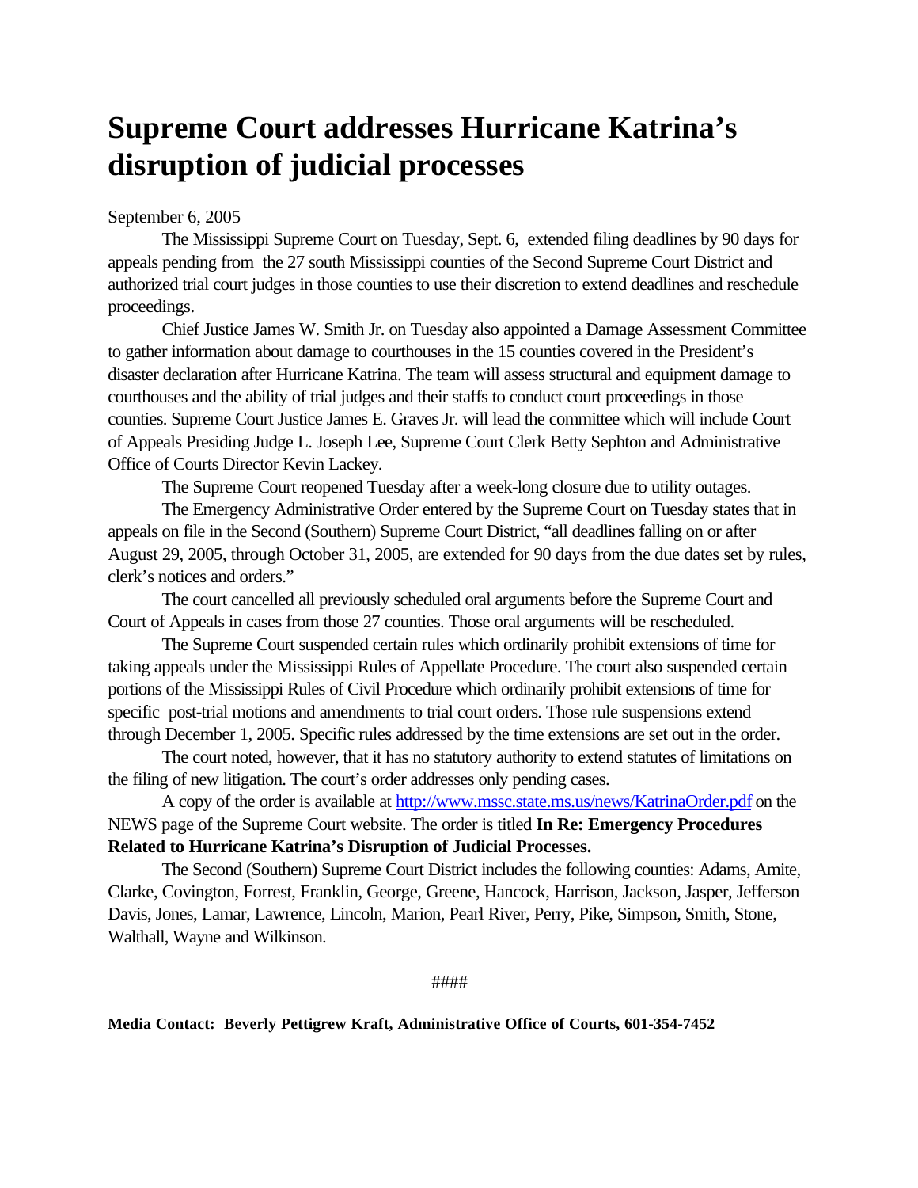# Supreme Court addresses Hurricane Katrina's disruption of judicial processes

September 6, 2005

The Mississippi Supreme Court on Tuesday, Sept. 6, extended filing deadlines by 90 days for appeals pending from the 27 south Mississippi counties of the Second Supreme Court District and authorized trial court judges in those counties to use their discretion to extend deadlines and reschedule proceedings.

Chief Justice James W. Smith Jr. on Tuesday also appointed a Damage Assessment Committee to gather information about damage to courthouses in the 15 counties covered in the President's disaster declaration after Hurricane Katrina. The team will assess structural and equipment damage to courthouses and the ability of trial judges and their staffs to conduct court proceedings in those counties. Supreme Court Justice James E. Graves Jr. will lead the committee which will include Court of Appeals Presiding Judge L. Joseph Lee, Supreme Court Clerk Betty Sephton and Administrative Office of Courts Director Kevin Lackey.

The Supreme Court reopened Tuesday after a week-long closure due to utility outages.

The Emergency Administrative Order entered by the Supreme Court on Tuesday states that in appeals on file in the Second (Southern) Supreme Court District, "all deadlines falling on or after August 29, 2005, through October 31, 2005, are extended for 90 days from the due dates set by rules, clerk's notices and orders."

The court cancelled all previously scheduled oral arguments before the Supreme Court and Court of Appeals in cases from those 27 counties. Those oral arguments will be rescheduled.

The Supreme Court suspended certain rules which ordinarily prohibit extensions of time for taking appeals under the Mississippi Rules of Appellate Procedure. The court also suspended certain portions of the Mississippi Rules of Civil Procedure which ordinarily prohibit extensions of time for specific post-trial motions and amendments to trial court orders. Those rule suspensions extend through December 1, 2005. Specific rules addressed by the time extensions are set out in the order.

The court noted, however, that it has no statutory authority to extend statutes of limitations on the filing of new litigation. The court's order addresses only pending cases.

A copy of the order is available at [http://www.mssc.state.ms.us/news/KatrinaOrder.pdf](http://www.mssc.state.ms.us/news/KatrinaOrder.pdf) on the NEWS page of the Supreme Court website. The order is titled **In Re: Emergency Procedures Related to Hurricane Katrina's Disruption of Judicial Processes.**

The Second (Southern) Supreme Court District includes the following counties: Adams, Amite, Clarke, Covington, Forrest, Franklin, George, Greene, Hancock, Harrison, Jackson, Jasper, Jefferson Davis, Jones, Lamar, Lawrence, Lincoln, Marion, Pearl River, Perry, Pike, Simpson, Smith, Stone, Walthall, Wayne and Wilkinson.

####

**Media Contact: Beverly Pettigrew Kraft, Administrative Office of Courts, 601-354-7452**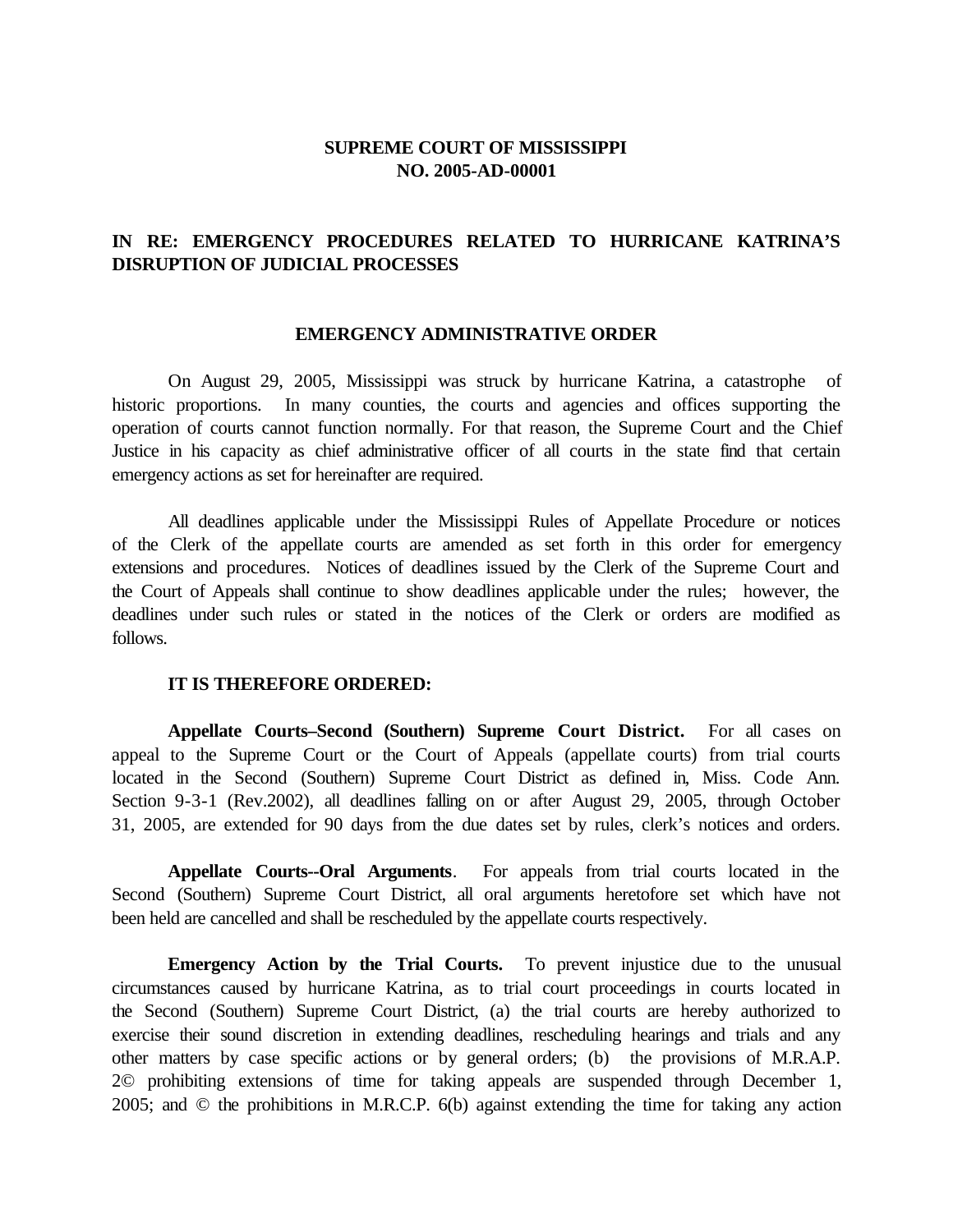**SUPREME COURT OF MISSISSIPPI**
**NO. 2005-AD-00001**

## IN RE: EMERGENCY PROCEDURES RELATED TO HURRICANE KATRINA'S DISRUPTION OF JUDICIAL PROCESSES

### EMERGENCY ADMINISTRATIVE ORDER

On August 29, 2005, Mississippi was struck by hurricane Katrina, a catastrophe of historic proportions. In many counties, the courts and agencies and offices supporting the operation of courts cannot function normally. For that reason, the Supreme Court and the Chief Justice in his capacity as chief administrative officer of all courts in the state find that certain emergency actions as set for hereinafter are required.

All deadlines applicable under the Mississippi Rules of Appellate Procedure or notices of the Clerk of the appellate courts are amended as set forth in this order for emergency extensions and procedures. Notices of deadlines issued by the Clerk of the Supreme Court and the Court of Appeals shall continue to show deadlines applicable under the rules; however, the deadlines under such rules or stated in the notices of the Clerk or orders are modified as follows.

**IT IS THEREFORE ORDERED:**

**Appellate Courts–Second (Southern) Supreme Court District.** For all cases on appeal to the Supreme Court or the Court of Appeals (appellate courts) from trial courts located in the Second (Southern) Supreme Court District as defined in, Miss. Code Ann. Section 9-3-1 (Rev.2002), all deadlines falling on or after August 29, 2005, through October 31, 2005, are extended for 90 days from the due dates set by rules, clerk's notices and orders.

**Appellate Courts--Oral Arguments**. For appeals from trial courts located in the Second (Southern) Supreme Court District, all oral arguments heretofore set which have not been held are cancelled and shall be rescheduled by the appellate courts respectively.

**Emergency Action by the Trial Courts.** To prevent injustice due to the unusual circumstances caused by hurricane Katrina, as to trial court proceedings in courts located in the Second (Southern) Supreme Court District, (a) the trial courts are hereby authorized to exercise their sound discretion in extending deadlines, rescheduling hearings and trials and any other matters by case specific actions or by general orders; (b) the provisions of M.R.A.P. 2© prohibiting extensions of time for taking appeals are suspended through December 1, 2005; and © the prohibitions in M.R.C.P. 6(b) against extending the time for taking any action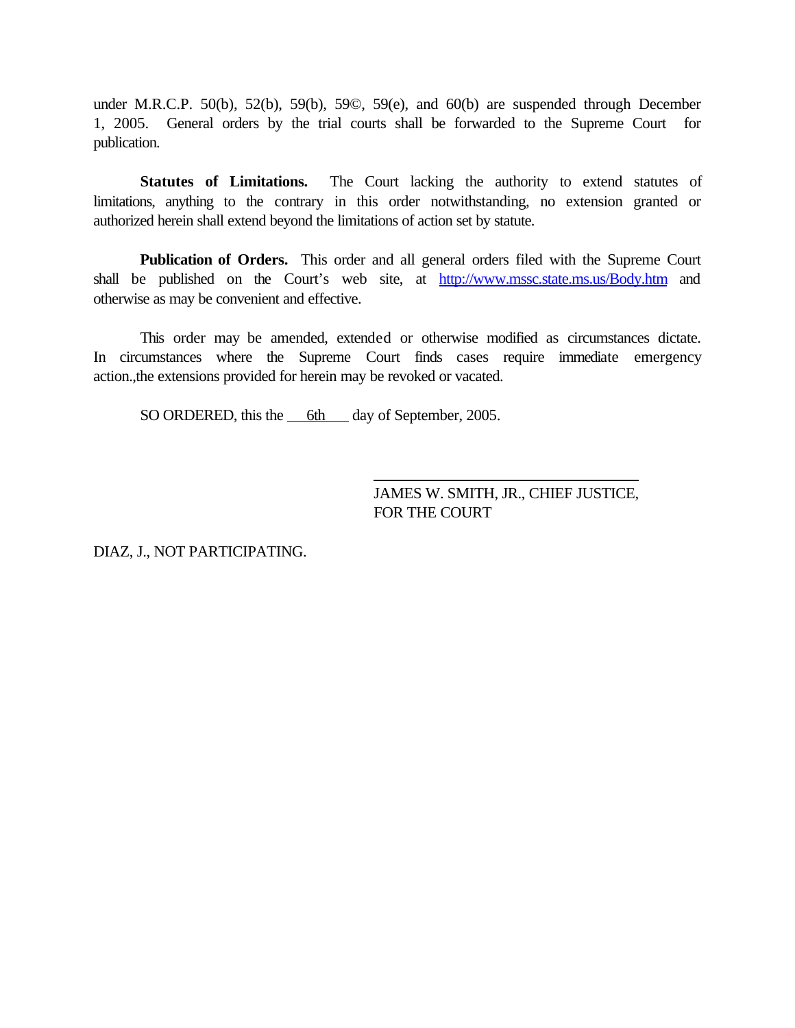under M.R.C.P. 50(b), 52(b), 59(b), 59©, 59(e), and 60(b) are suspended through December 1, 2005. General orders by the trial courts shall be forwarded to the Supreme Court for publication.

**Statutes of Limitations.** The Court lacking the authority to extend statutes of limitations, anything to the contrary in this order notwithstanding, no extension granted or authorized herein shall extend beyond the limitations of action set by statute.

**Publication of Orders.** This order and all general orders filed with the Supreme Court shall be published on the Court's web site, at http://www.mssc.state.ms.us/Body.htm and otherwise as may be convenient and effective.

This order may be amended, extended or otherwise modified as circumstances dictate. In circumstances where the Supreme Court finds cases require immediate emergency action.,the extensions provided for herein may be revoked or vacated.

SO ORDERED, this the 6th day of September, 2005.

JAMES W. SMITH, JR., CHIEF JUSTICE,
FOR THE COURT

DIAZ, J., NOT PARTICIPATING.